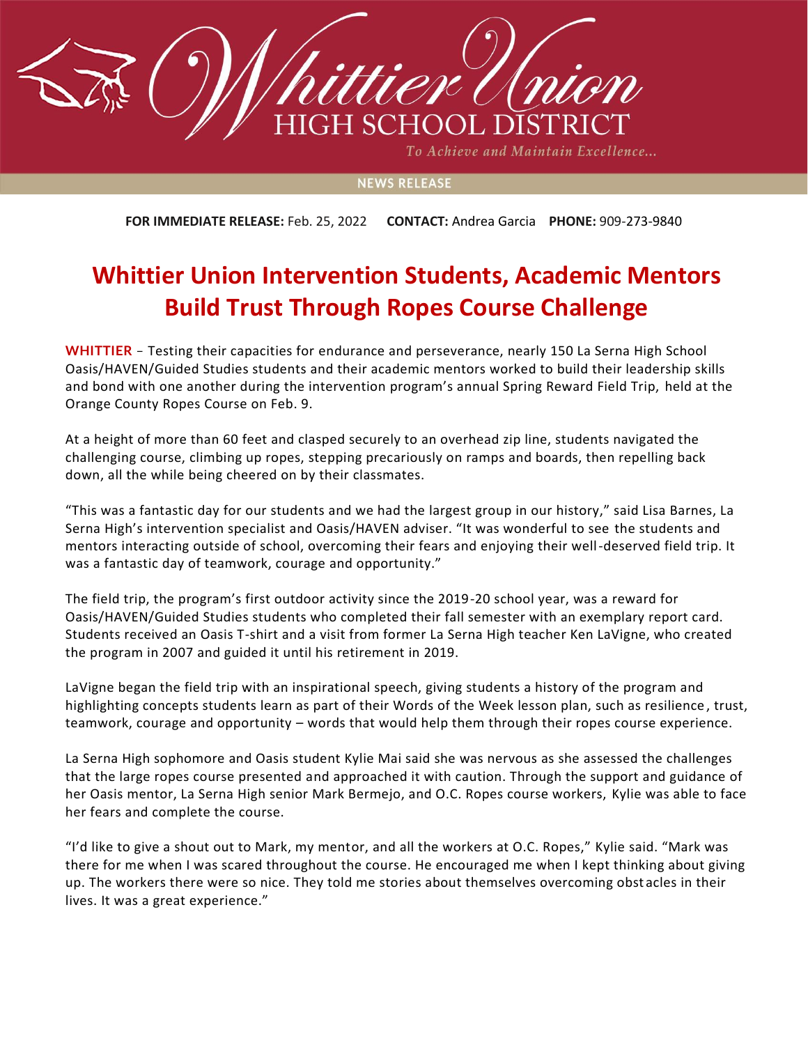Whittier Union HIGH SCHOOL DISTRICT

*To Achieve and Maintain Excellence...*

NEWS RELEASE

**FOR IMMEDIATE RELEASE:** Feb. 25, 2022 **CONTACT:** Andrea Garcia **PHONE:** 909-273-9840

# Whittier Union Intervention Students, Academic Mentors Build Trust Through Ropes Course Challenge

**WHITTIER** – Testing their capacities for endurance and perseverance, nearly 150 La Serna High School Oasis/HAVEN/Guided Studies students and their academic mentors worked to build their leadership skills and bond with one another during the intervention program's annual Spring Reward Field Trip, held at the Orange County Ropes Course on Feb. 9.

At a height of more than 60 feet and clasped securely to an overhead zip line, students navigated the challenging course, climbing up ropes, stepping precariously on ramps and boards, then repelling back down, all the while being cheered on by their classmates.

"This was a fantastic day for our students and we had the largest group in our history," said Lisa Barnes, La Serna High's intervention specialist and Oasis/HAVEN adviser. "It was wonderful to see the students and mentors interacting outside of school, overcoming their fears and enjoying their well-deserved field trip. It was a fantastic day of teamwork, courage and opportunity."

The field trip, the program's first outdoor activity since the 2019-20 school year, was a reward for Oasis/HAVEN/Guided Studies students who completed their fall semester with an exemplary report card. Students received an Oasis T-shirt and a visit from former La Serna High teacher Ken LaVigne, who created the program in 2007 and guided it until his retirement in 2019.

LaVigne began the field trip with an inspirational speech, giving students a history of the program and highlighting concepts students learn as part of their Words of the Week lesson plan, such as resilience, trust, teamwork, courage and opportunity – words that would help them through their ropes course experience.

La Serna High sophomore and Oasis student Kylie Mai said she was nervous as she assessed the challenges that the large ropes course presented and approached it with caution. Through the support and guidance of her Oasis mentor, La Serna High senior Mark Bermejo, and O.C. Ropes course workers, Kylie was able to face her fears and complete the course.

"I'd like to give a shout out to Mark, my mentor, and all the workers at O.C. Ropes," Kylie said. "Mark was there for me when I was scared throughout the course. He encouraged me when I kept thinking about giving up. The workers there were so nice. They told me stories about themselves overcoming obstacles in their lives. It was a great experience."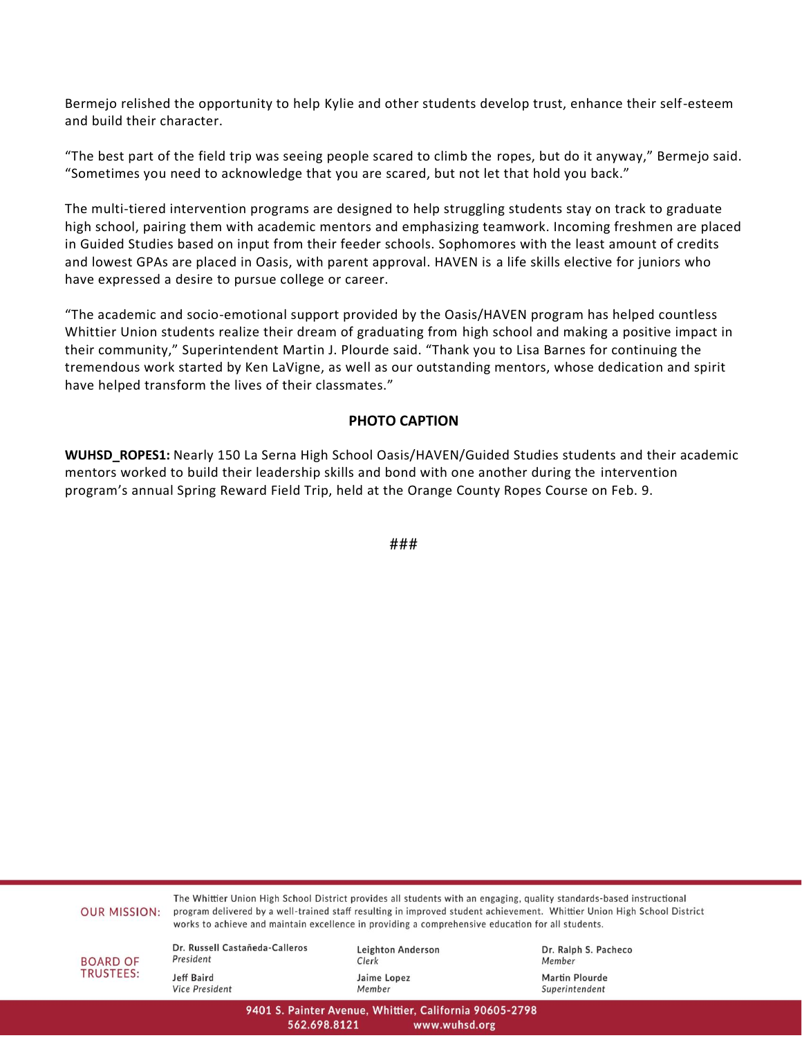Bermejo relished the opportunity to help Kylie and other students develop trust, enhance their self-esteem and build their character.

"The best part of the field trip was seeing people scared to climb the ropes, but do it anyway," Bermejo said. "Sometimes you need to acknowledge that you are scared, but not let that hold you back."

The multi-tiered intervention programs are designed to help struggling students stay on track to graduate high school, pairing them with academic mentors and emphasizing teamwork. Incoming freshmen are placed in Guided Studies based on input from their feeder schools. Sophomores with the least amount of credits and lowest GPAs are placed in Oasis, with parent approval. HAVEN is a life skills elective for juniors who have expressed a desire to pursue college or career.

"The academic and socio-emotional support provided by the Oasis/HAVEN program has helped countless Whittier Union students realize their dream of graduating from high school and making a positive impact in their community," Superintendent Martin J. Plourde said. "Thank you to Lisa Barnes for continuing the tremendous work started by Ken LaVigne, as well as our outstanding mentors, whose dedication and spirit have helped transform the lives of their classmates."

**PHOTO CAPTION**

**WUHSD_ROPES1:** Nearly 150 La Serna High School Oasis/HAVEN/Guided Studies students and their academic mentors worked to build their leadership skills and bond with one another during the intervention program's annual Spring Reward Field Trip, held at the Orange County Ropes Course on Feb. 9.

###